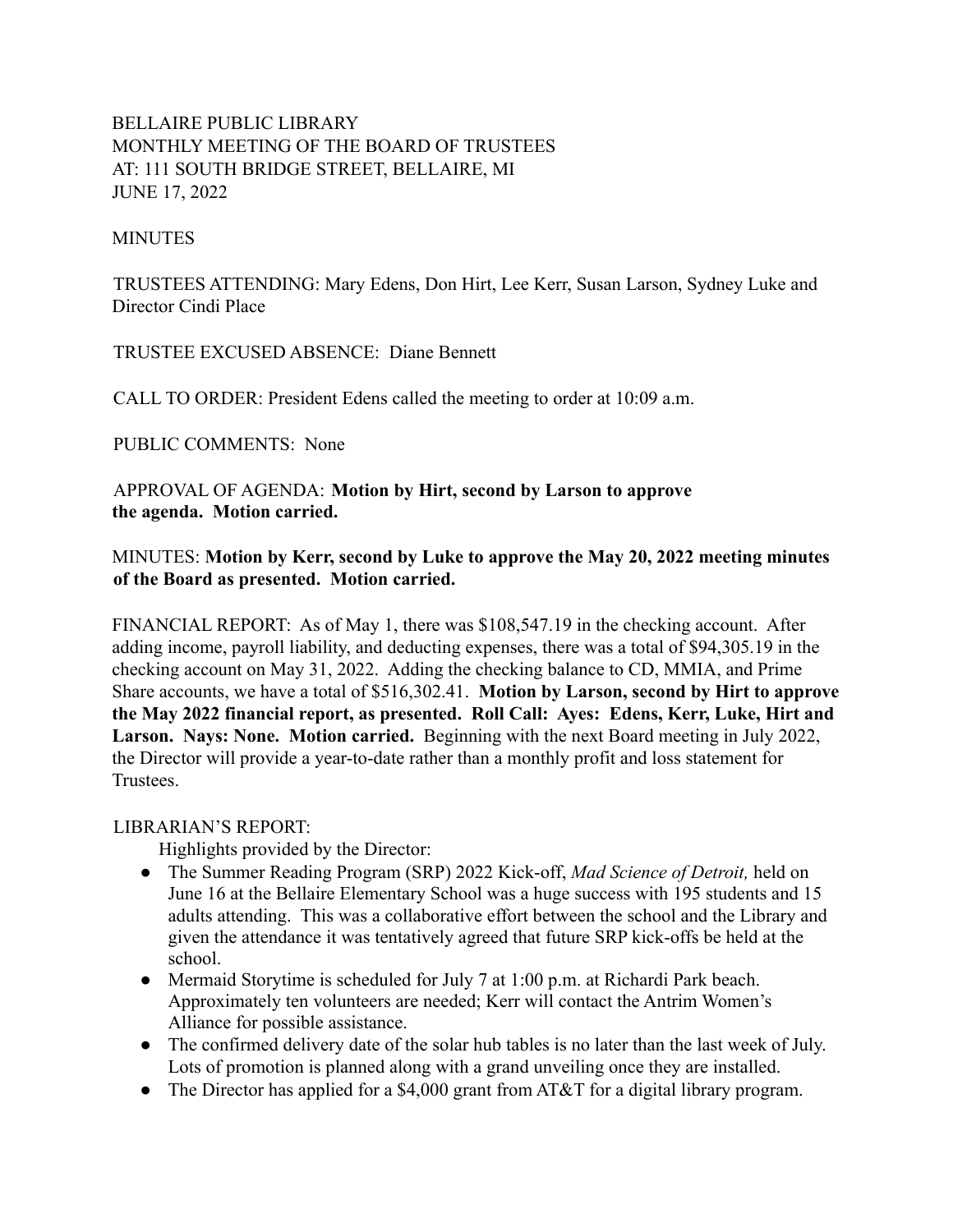BELLAIRE PUBLIC LIBRARY
MONTHLY MEETING OF THE BOARD OF TRUSTEES
AT: 111 SOUTH BRIDGE STREET, BELLAIRE, MI
JUNE 17, 2022

MINUTES

TRUSTEES ATTENDING: Mary Edens, Don Hirt, Lee Kerr, Susan Larson, Sydney Luke and Director Cindi Place

TRUSTEE EXCUSED ABSENCE: Diane Bennett

CALL TO ORDER: President Edens called the meeting to order at 10:09 a.m.

PUBLIC COMMENTS: None

APPROVAL OF AGENDA: **Motion by Hirt, second by Larson to approve the agenda. Motion carried.**

MINUTES: **Motion by Kerr, second by Luke to approve the May 20, 2022 meeting minutes of the Board as presented. Motion carried.**

FINANCIAL REPORT: As of May 1, there was $108,547.19 in the checking account. After adding income, payroll liability, and deducting expenses, there was a total of $94,305.19 in the checking account on May 31, 2022. Adding the checking balance to CD, MMIA, and Prime Share accounts, we have a total of $516,302.41. **Motion by Larson, second by Hirt to approve the May 2022 financial report, as presented. Roll Call: Ayes: Edens, Kerr, Luke, Hirt and Larson. Nays: None. Motion carried.** Beginning with the next Board meeting in July 2022, the Director will provide a year-to-date rather than a monthly profit and loss statement for Trustees.

LIBRARIAN'S REPORT:

Highlights provided by the Director:

- The Summer Reading Program (SRP) 2022 Kick-off, *Mad Science of Detroit,* held on June 16 at the Bellaire Elementary School was a huge success with 195 students and 15 adults attending. This was a collaborative effort between the school and the Library and given the attendance it was tentatively agreed that future SRP kick-offs be held at the school.
- Mermaid Storytime is scheduled for July 7 at 1:00 p.m. at Richardi Park beach. Approximately ten volunteers are needed; Kerr will contact the Antrim Women's Alliance for possible assistance.
- The confirmed delivery date of the solar hub tables is no later than the last week of July. Lots of promotion is planned along with a grand unveiling once they are installed.
- The Director has applied for a $4,000 grant from AT&T for a digital library program.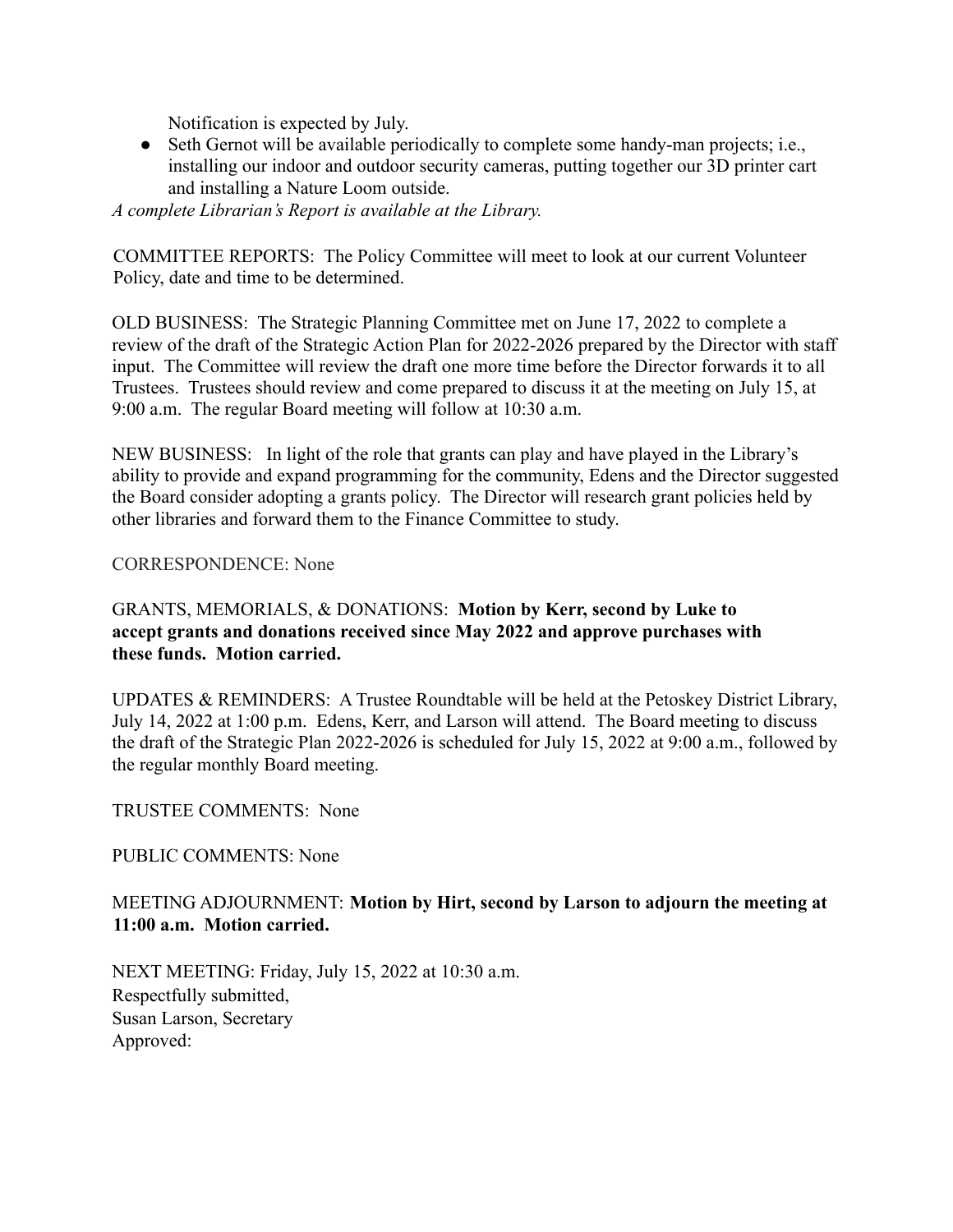Notification is expected by July.

- Seth Gernot will be available periodically to complete some handy-man projects; i.e., installing our indoor and outdoor security cameras, putting together our 3D printer cart and installing a Nature Loom outside.

*A complete Librarian's Report is available at the Library.*

COMMITTEE REPORTS: The Policy Committee will meet to look at our current Volunteer Policy, date and time to be determined.

OLD BUSINESS: The Strategic Planning Committee met on June 17, 2022 to complete a review of the draft of the Strategic Action Plan for 2022-2026 prepared by the Director with staff input. The Committee will review the draft one more time before the Director forwards it to all Trustees. Trustees should review and come prepared to discuss it at the meeting on July 15, at 9:00 a.m. The regular Board meeting will follow at 10:30 a.m.

NEW BUSINESS: In light of the role that grants can play and have played in the Library's ability to provide and expand programming for the community, Edens and the Director suggested the Board consider adopting a grants policy. The Director will research grant policies held by other libraries and forward them to the Finance Committee to study.

CORRESPONDENCE: None

GRANTS, MEMORIALS, & DONATIONS: **Motion by Kerr, second by Luke to accept grants and donations received since May 2022 and approve purchases with these funds. Motion carried.**

UPDATES & REMINDERS: A Trustee Roundtable will be held at the Petoskey District Library, July 14, 2022 at 1:00 p.m. Edens, Kerr, and Larson will attend. The Board meeting to discuss the draft of the Strategic Plan 2022-2026 is scheduled for July 15, 2022 at 9:00 a.m., followed by the regular monthly Board meeting.

TRUSTEE COMMENTS: None

PUBLIC COMMENTS: None

MEETING ADJOURNMENT: **Motion by Hirt, second by Larson to adjourn the meeting at 11:00 a.m. Motion carried.**

NEXT MEETING: Friday, July 15, 2022 at 10:30 a.m.
Respectfully submitted,
Susan Larson, Secretary
Approved: